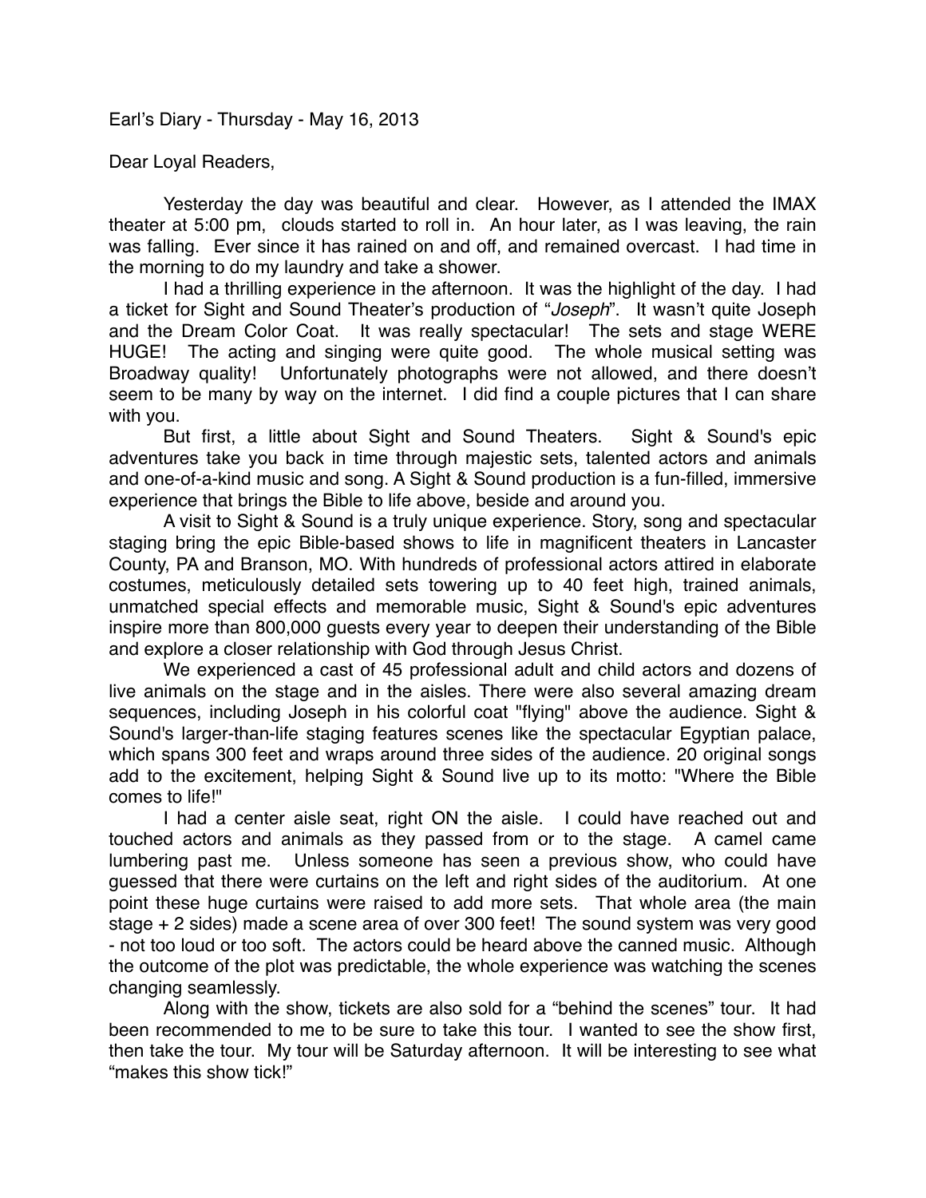Earl's Diary - Thursday - May 16, 2013

Dear Loyal Readers,

Yesterday the day was beautiful and clear. However, as I attended the IMAX theater at 5:00 pm, clouds started to roll in. An hour later, as I was leaving, the rain was falling. Ever since it has rained on and off, and remained overcast. I had time in the morning to do my laundry and take a shower.

I had a thrilling experience in the afternoon. It was the highlight of the day. I had a ticket for Sight and Sound Theater's production of "*Joseph*". It wasn't quite Joseph and the Dream Color Coat. It was really spectacular! The sets and stage WERE HUGE! The acting and singing were quite good. The whole musical setting was Broadway quality! Unfortunately photographs were not allowed, and there doesn't seem to be many by way on the internet. I did find a couple pictures that I can share with you.

But first, a little about Sight and Sound Theaters. Sight & Sound's epic adventures take you back in time through majestic sets, talented actors and animals and one-of-a-kind music and song. A Sight & Sound production is a fun-filled, immersive experience that brings the Bible to life above, beside and around you.

A visit to Sight & Bible is a truly unique experience. Story, song and spectacular staging bring the epic Bible-based shows to life in magnificent theaters in Lancaster County, PA and Branson, MO. With hundreds of professional actors attired in elaborate costumes, meticulously detailed sets towering up to 40 feet high, trained animals, unmatched special effects and memorable music, Sight & Sound's epic adventures inspire more than 800,000 guests every year to deepen their understanding of the Bible and explore a closer relationship with God through Jesus Christ.

We experienced a cast of 45 professional adult and child actors and dozens of live animals on the stage and in the aisles. There were also several amazing dream sequences, including Joseph in his colorful coat "flying" above the audience. Sight & Sound's larger-than-life staging features scenes like the spectacular Egyptian palace, which spans 300 feet and wraps around three sides of the audience. 20 original songs add to the excitement, helping Sight & Sound live up to its motto: "Where the Bible comes to life!"

I had a center aisle seat, right ON the aisle. I could have reached out and touched actors and animals as they passed from or to the stage. A camel came lumbering past me. Unless someone has seen a previous show, who could have guessed that there were curtains on the left and right sides of the auditorium. At one point these huge curtains were raised to add more sets. That whole area (the main stage + 2 sides) made a scene area of over 300 feet! The sound system was very good - not too loud or too soft. The actors could be heard above the canned music. Although the outcome of the plot was predictable, the whole experience was watching the scenes changing seamlessly.

Along with the show, tickets are also sold for a "behind the scenes" tour. It had been recommended to me to be sure to take this tour. I wanted to see the show first, then take the tour. My tour will be Saturday afternoon. It will be interesting to see what "makes this show tick!"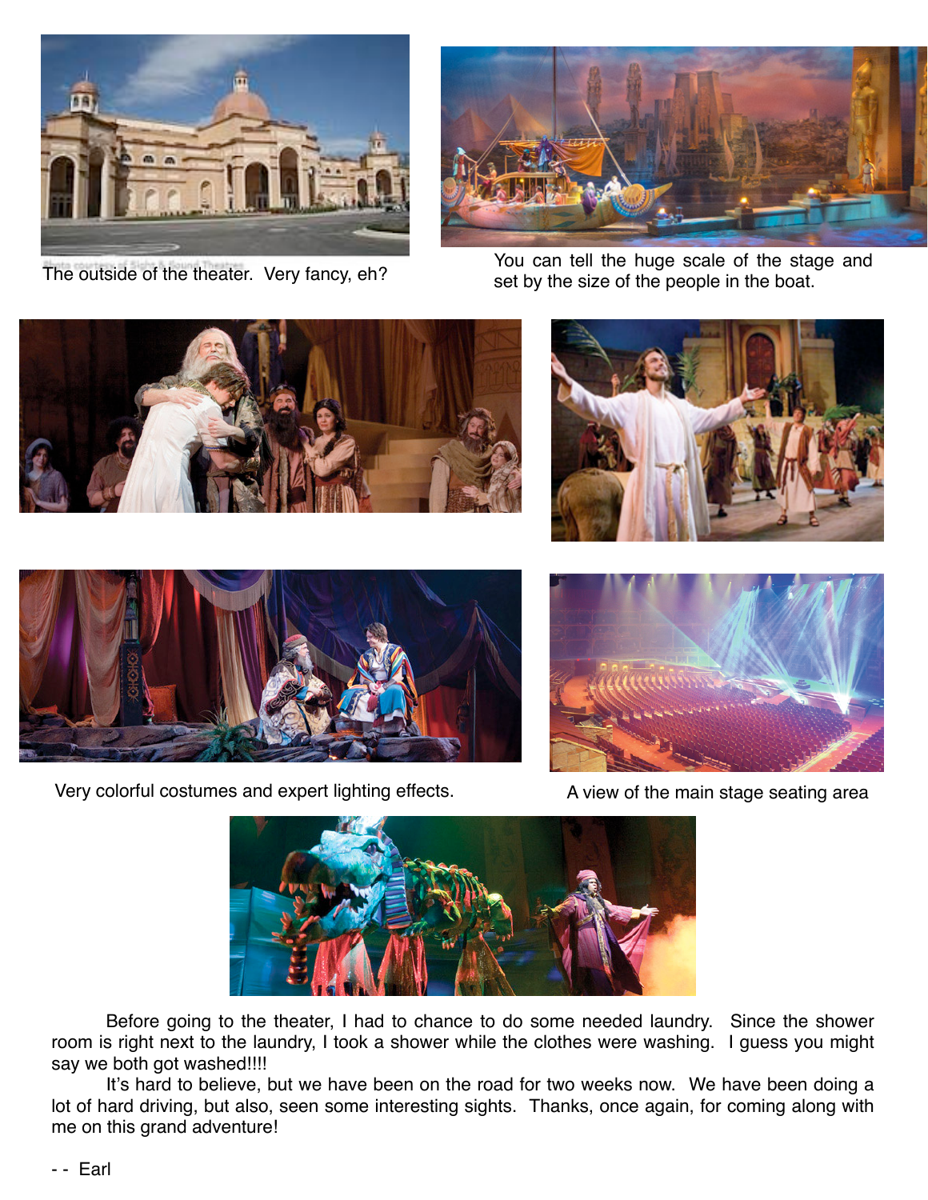The outside of the theater. Very fancy, eh?

You can tell the huge scale of the stage and set by the size of the people in the boat.

Very colorful costumes and expert lighting effects.

A view of the main stage seating area

Before going to the theater, I had to chance to do some needed laundry. Since the shower room is right next to the laundry, I took a shower while the clothes were washing. I guess you might say we both got washed!!!!

It's hard to believe, but we have been on the road for two weeks now. We have been doing a lot of hard driving, but also, seen some interesting sights. Thanks, once again, for coming along with me on this grand adventure!

-- Earl